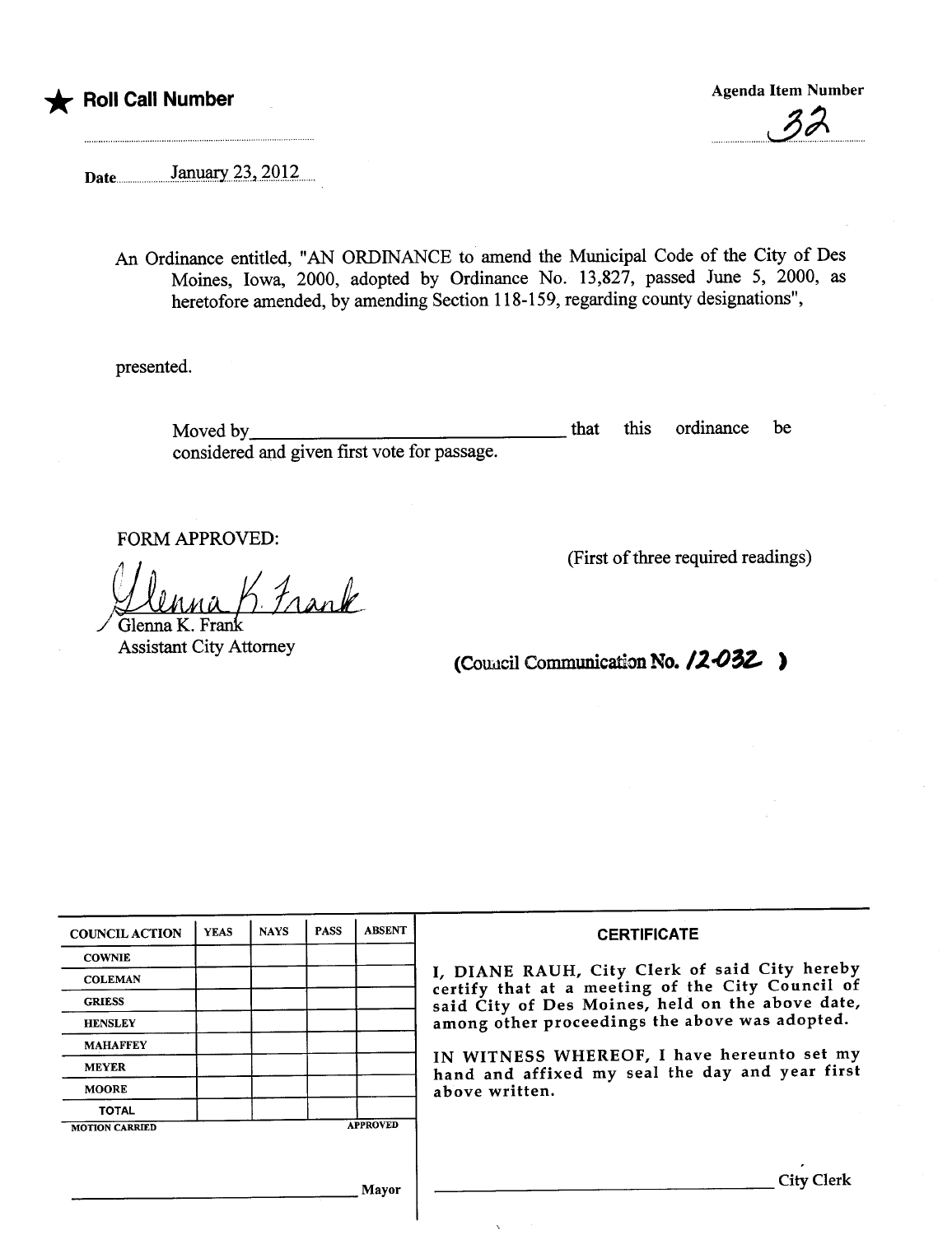★ **Roll Call Number**

**Agenda Item Number**

32

Date January 23, 2012

An Ordinance entitled, "AN ORDINANCE to amend the Municipal Code of the City of Des Moines, Iowa, 2000, adopted by Ordinance No. 13,827, passed June 5, 2000, as heretofore amended, by amending Section 118-159, regarding county designations",

presented.

Moved by________________________________ that this ordinance be considered and given first vote for passage.

FORM APPROVED:

(First of three required readings)

Glenna K. Frank
Glenna K. Frank
Assistant City Attorney

(Council Communication No. 12-032)

| COUNCIL ACTION | YEAS | NAYS | PASS | ABSENT |
|---|---|---|---|---|
| COWNIE | | | | |
| COLEMAN | | | | |
| GRIESS | | | | |
| HENSLEY | | | | |
| MAHAFFEY | | | | |
| MEYER | | | | |
| MOORE | | | | |
| TOTAL | | | | |

MOTION CARRIED APPROVED

________________________________ Mayor

**CERTIFICATE**

I, DIANE RAUH, City Clerk of said City hereby certify that at a meeting of the City Council of said City of Des Moines, held on the above date, among other proceedings the above was adopted.

IN WITNESS WHEREOF, I have hereunto set my hand and affixed my seal the day and year first above written.

________________________________ City Clerk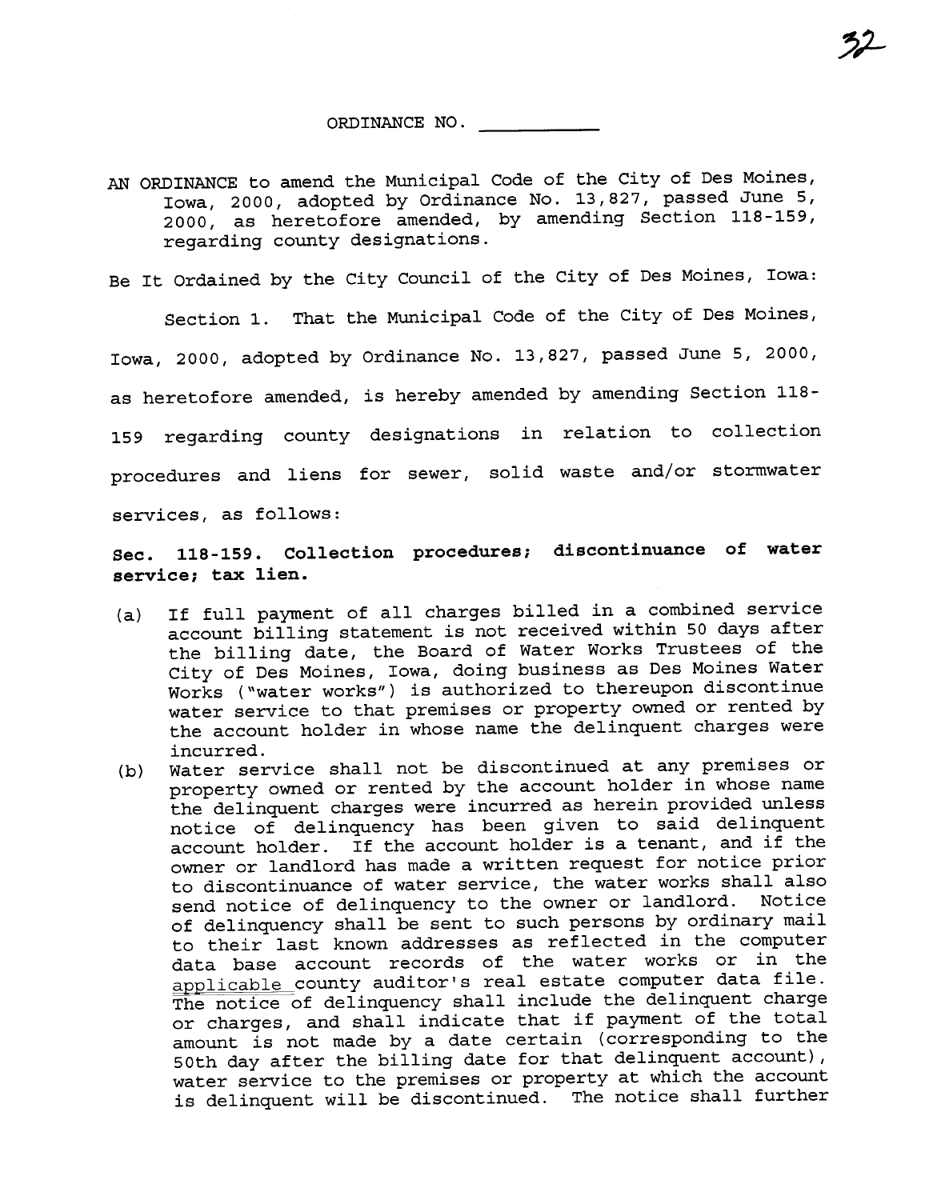ORDINANCE NO. ___________

AN ORDINANCE to amend the Municipal Code of the City of Des Moines, Iowa, 2000, adopted by Ordinance No. 13,827, passed June 5, 2000, as heretofore amended, by amending Section 118-159, regarding county designations.

Be It Ordained by the City Council of the City of Des Moines, Iowa:

Section 1. That the Municipal Code of the City of Des Moines, Iowa, 2000, adopted by Ordinance No. 13,827, passed June 5, 2000, as heretofore amended, is hereby amended by amending Section 118-159 regarding county designations in relation to collection procedures and liens for sewer, solid waste and/or stormwater services, as follows:

**Sec. 118-159. Collection procedures; discontinuance of water service; tax lien.**

(a) If full payment of all charges billed in a combined service account billing statement is not received within 50 days after the billing date, the Board of Water Works Trustees of the City of Des Moines, Iowa, doing business as Des Moines Water Works ("water works") is authorized to thereupon discontinue water service to that premises or property owned or rented by the account holder in whose name the delinquent charges were incurred.

(b) Water service shall not be discontinued at any premises or property owned or rented by the account holder in whose name the delinquent charges were incurred as herein provided unless notice of delinquency has been given to said delinquent account holder. If the account holder is a tenant, and if the owner or landlord has made a written request for notice prior to discontinuance of water service, the water works shall also send notice of delinquency to the owner or landlord. Notice of delinquency shall be sent to such persons by ordinary mail to their last known addresses as reflected in the computer data base account records of the water works or in the applicable county auditor's real estate computer data file. The notice of delinquency shall include the delinquent charge or charges, and shall indicate that if payment of the total amount is not made by a date certain (corresponding to the 50th day after the billing date for that delinquent account), water service to the premises or property at which the account is delinquent will be discontinued. The notice shall further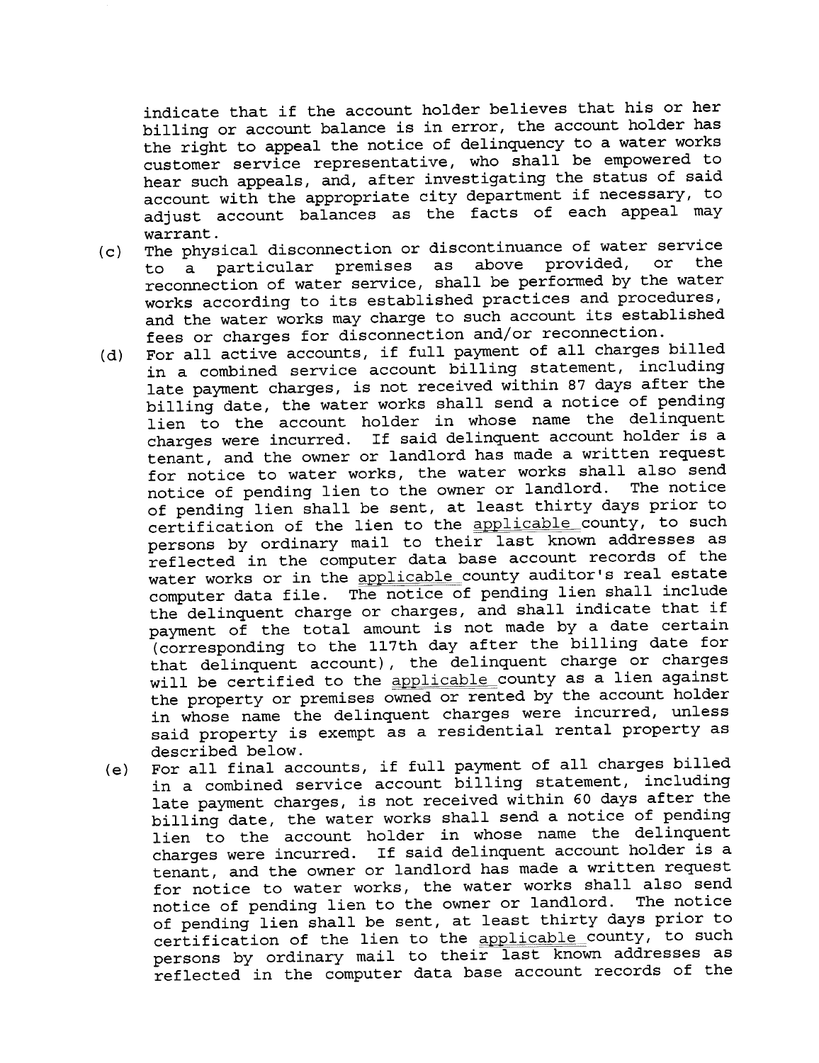indicate that if the account holder believes that his or her billing or account balance is in error, the account holder has the right to appeal the notice of delinquency to a water works customer service representative, who shall be empowered to hear such appeals, and, after investigating the status of said account with the appropriate city department if necessary, to adjust account balances as the facts of each appeal may warrant.

(c) The physical disconnection or discontinuance of water service to a particular premises as above provided, or the reconnection of water service, shall be performed by the water works according to its established practices and procedures, and the water works may charge to such account its established fees or charges for disconnection and/or reconnection.

(d) For all active accounts, if full payment of all charges billed in a combined service account billing statement, including late payment charges, is not received within 87 days after the billing date, the water works shall send a notice of pending lien to the account holder in whose name the delinquent charges were incurred. If said delinquent account holder is a tenant, and the owner or landlord has made a written request for notice to water works, the water works shall also send notice of pending lien to the owner or landlord. The notice of pending lien shall be sent, at least thirty days prior to certification of the lien to the applicable county, to such persons by ordinary mail to their last known addresses as reflected in the computer data base account records of the water works or in the applicable county auditor's real estate computer data file. The notice of pending lien shall include the delinquent charge or charges, and shall indicate that if payment of the total amount is not made by a date certain (corresponding to the 117th day after the billing date for that delinquent account), the delinquent charge or charges will be certified to the applicable county as a lien against the property or premises owned or rented by the account holder in whose name the delinquent charges were incurred, unless said property is exempt as a residential rental property as described below.

(e) For all final accounts, if full payment of all charges billed in a combined service account billing statement, including late payment charges, is not received within 60 days after the billing date, the water works shall send a notice of pending lien to the account holder in whose name the delinquent charges were incurred. If said delinquent account holder is a tenant, and the owner or landlord has made a written request for notice to water works, the water works shall also send notice of pending lien to the owner or landlord. The notice of pending lien shall be sent, at least thirty days prior to certification of the lien to the applicable county, to such persons by ordinary mail to their last known addresses as reflected in the computer data base account records of the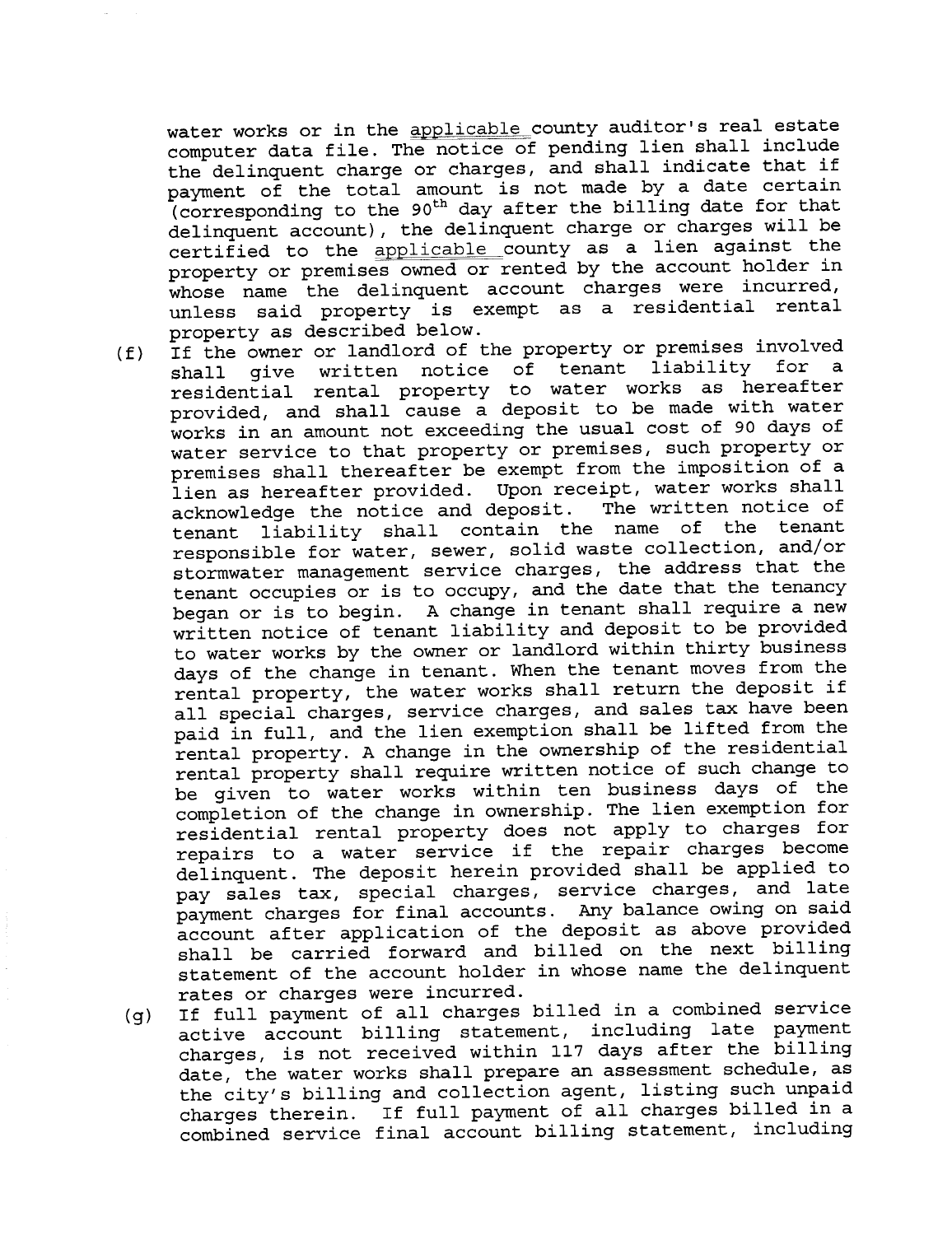water works or in the applicable county auditor's real estate computer data file. The notice of pending lien shall include the delinquent charge or charges, and shall indicate that if payment of the total amount is not made by a date certain (corresponding to the 90th day after the billing date for that delinquent account), the delinquent charge or charges will be certified to the applicable county as a lien against the property or premises owned or rented by the account holder in whose name the delinquent account charges were incurred, unless said property is exempt as a residential rental property as described below.

(f) If the owner or landlord of the property or premises involved shall give written notice of tenant liability for a residential rental property to water works as hereafter provided, and shall cause a deposit to be made with water works in an amount not exceeding the usual cost of 90 days of water service to that property or premises, such property or premises shall thereafter be exempt from the imposition of a lien as hereafter provided. Upon receipt, water works shall acknowledge the notice and deposit. The written notice of tenant liability shall contain the name of the tenant responsible for water, sewer, solid waste collection, and/or stormwater management service charges, the address that the tenant occupies or is to occupy, and the date that the tenancy began or is to begin. A change in tenant shall require a new written notice of tenant liability and deposit to be provided to water works by the owner or landlord within thirty business days of the change in tenant. When the tenant moves from the rental property, the water works shall return the deposit if all special charges, service charges, and sales tax have been paid in full, and the lien exemption shall be lifted from the rental property. A change in the ownership of the residential rental property shall require written notice of such change to be given to water works within ten business days of the completion of the change in ownership. The lien exemption for residential rental property does not apply to charges for repairs to a water service if the repair charges become delinquent. The deposit herein provided shall be applied to pay sales tax, special charges, service charges, and late payment charges for final accounts. Any balance owing on said account after application of the deposit as above provided shall be carried forward and billed on the next billing statement of the account holder in whose name the delinquent rates or charges were incurred.

(g) If full payment of all charges billed in a combined service active account billing statement, including late payment charges, is not received within 117 days after the billing date, the water works shall prepare an assessment schedule, as the city's billing and collection agent, listing such unpaid charges therein. If full payment of all charges billed in a combined service final account billing statement, including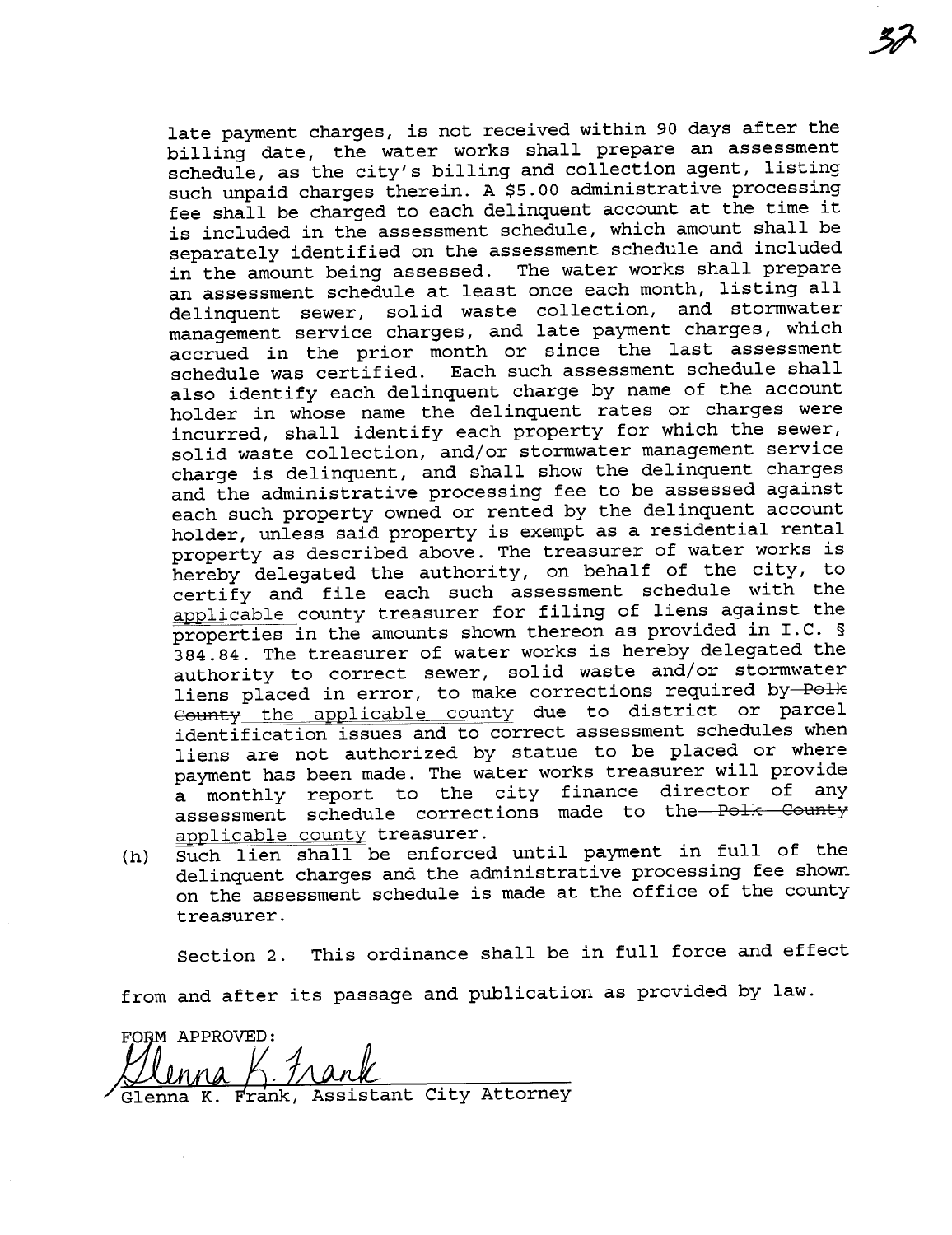late payment charges, is not received within 90 days after the billing date, the water works shall prepare an assessment schedule, as the city's billing and collection agent, listing such unpaid charges therein. A $5.00 administrative processing fee shall be charged to each delinquent account at the time it is included in the assessment schedule, which amount shall be separately identified on the assessment schedule and included in the amount being assessed. The water works shall prepare an assessment schedule at least once each month, listing all delinquent sewer, solid waste collection, and stormwater management service charges, and late payment charges, which accrued in the prior month or since the last assessment schedule was certified. Each such assessment schedule shall also identify each delinquent charge by name of the account holder in whose name the delinquent rates or charges were incurred, shall identify each property for which the sewer, solid waste collection, and/or stormwater management service charge is delinquent, and shall show the delinquent charges and the administrative processing fee to be assessed against each such property owned or rented by the delinquent account holder, unless said property is exempt as a residential rental property as described above. The treasurer of water works is hereby delegated the authority, on behalf of the city, to certify and file each such assessment schedule with the applicable county treasurer for filing of liens against the properties in the amounts shown thereon as provided in I.C. § 384.84. The treasurer of water works is hereby delegated the authority to correct sewer, solid waste and/or stormwater liens placed in error, to make corrections required by ~~Polk County~~ the applicable county due to district or parcel identification issues and to correct assessment schedules when liens are not authorized by statue to be placed or where payment has been made. The water works treasurer will provide a monthly report to the city finance director of any assessment schedule corrections made to the ~~Polk County~~ applicable county treasurer.

(h) Such lien shall be enforced until payment in full of the delinquent charges and the administrative processing fee shown on the assessment schedule is made at the office of the county treasurer.

Section 2. This ordinance shall be in full force and effect from and after its passage and publication as provided by law.

FORM APPROVED:

Glenna K. Frank, Assistant City Attorney